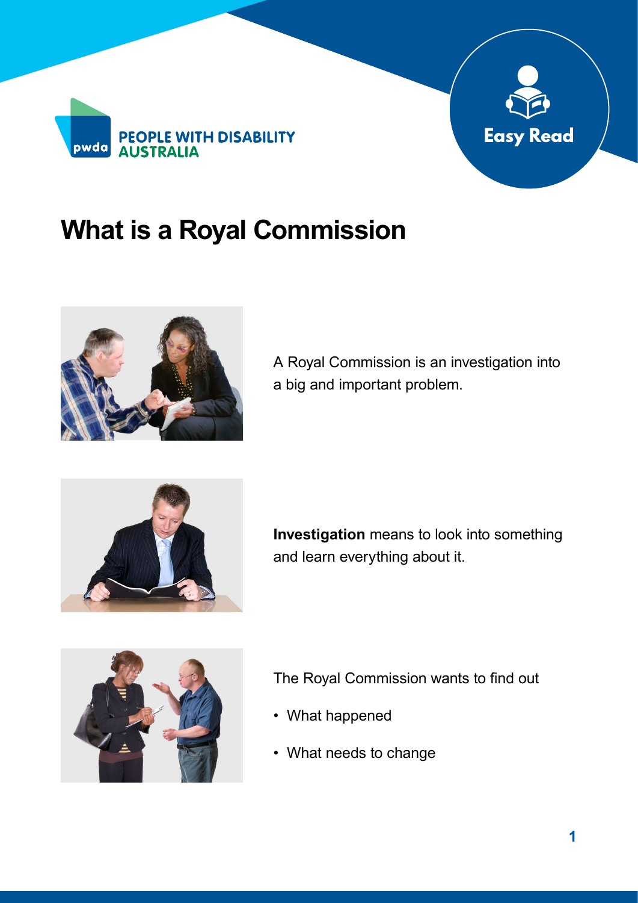PEOPLE WITH DISABILITY AUSTRALIA

Easy Read

# What is a Royal Commission

A Royal Commission is an investigation into a big and important problem.

**Investigation** means to look into something and learn everything about it.

The Royal Commission wants to find out

- What happened
- What needs to change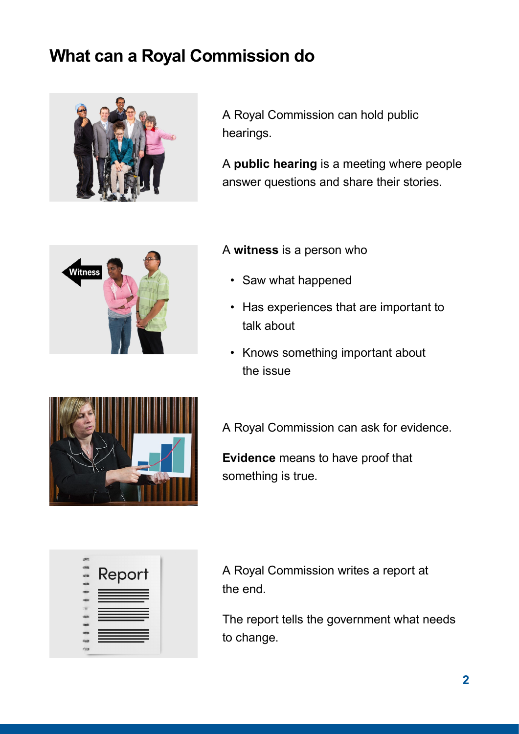## What can a Royal Commission do

A Royal Commission can hold public hearings.

A **public hearing** is a meeting where people answer questions and share their stories.

A **witness** is a person who

- Saw what happened
- Has experiences that are important to talk about
- Knows something important about the issue

A Royal Commission can ask for evidence.

**Evidence** means to have proof that something is true.

A Royal Commission writes a report at the end.

The report tells the government what needs to change.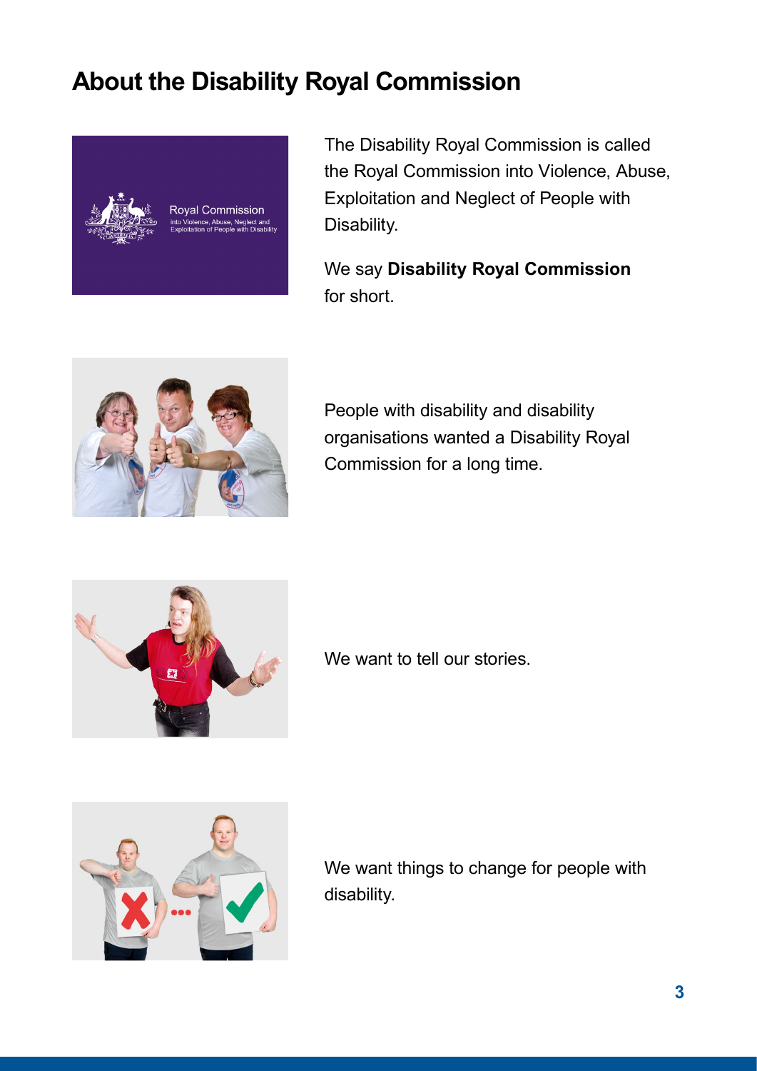# About the Disability Royal Commission

The Disability Royal Commission is called the Royal Commission into Violence, Abuse, Exploitation and Neglect of People with Disability.

We say **Disability Royal Commission** for short.

People with disability and disability organisations wanted a Disability Royal Commission for a long time.

We want to tell our stories.

We want things to change for people with disability.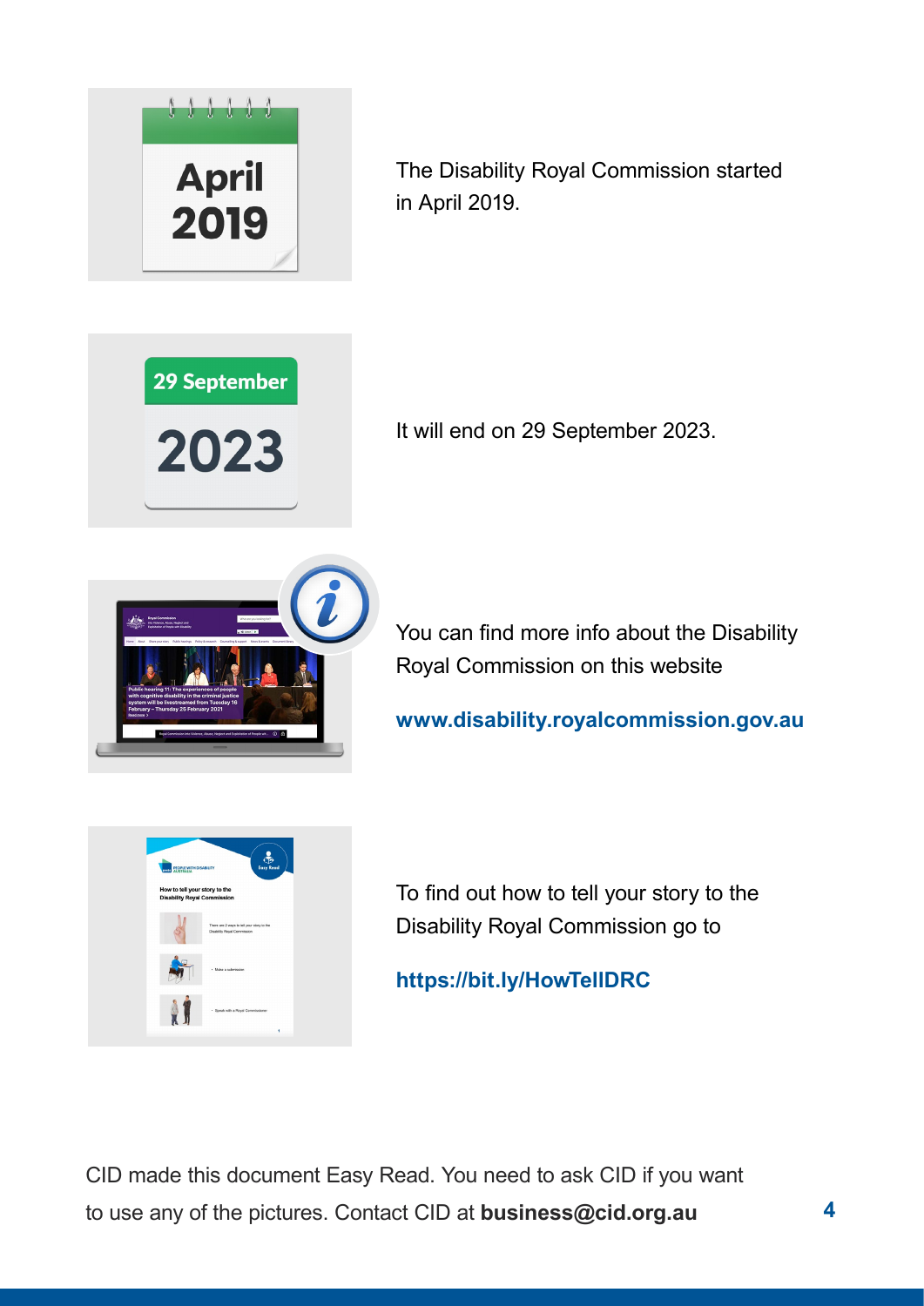The Disability Royal Commission started in April 2019.

It will end on 29 September 2023.

You can find more info about the Disability Royal Commission on this website

**www.disability.royalcommission.gov.au**

To find out how to tell your story to the Disability Royal Commission go to

**https://bit.ly/HowTellDRC**

CID made this document Easy Read. You need to ask CID if you want to use any of the pictures. Contact CID at **business@cid.org.au**